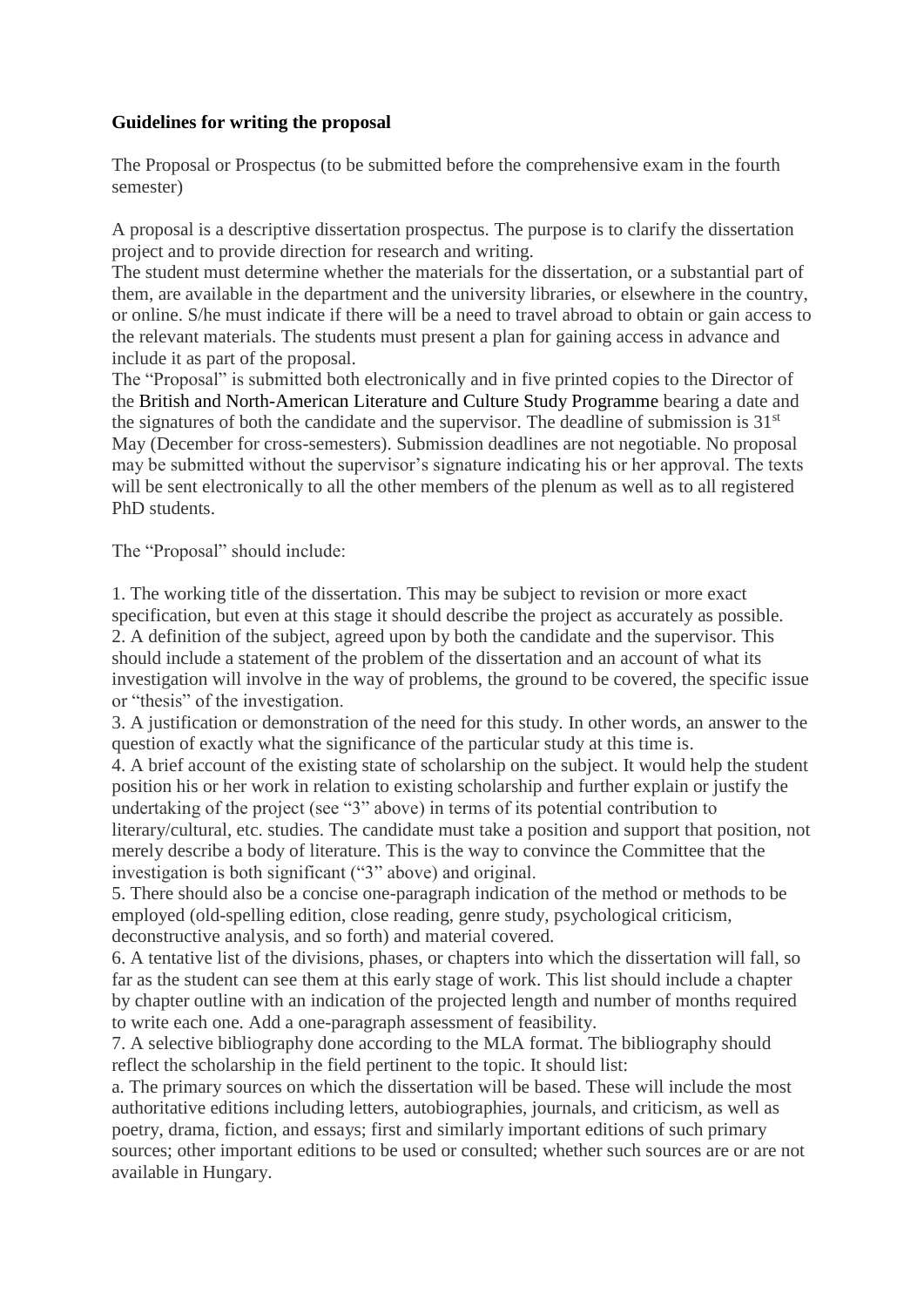**Guidelines for writing the proposal**

The Proposal or Prospectus (to be submitted before the comprehensive exam in the fourth semester)

A proposal is a descriptive dissertation prospectus. The purpose is to clarify the dissertation project and to provide direction for research and writing.
The student must determine whether the materials for the dissertation, or a substantial part of them, are available in the department and the university libraries, or elsewhere in the country, or online. S/he must indicate if there will be a need to travel abroad to obtain or gain access to the relevant materials. The students must present a plan for gaining access in advance and include it as part of the proposal.
The "Proposal" is submitted both electronically and in five printed copies to the Director of the British and North-American Literature and Culture Study Programme bearing a date and the signatures of both the candidate and the supervisor. The deadline of submission is 31st May (December for cross-semesters). Submission deadlines are not negotiable. No proposal may be submitted without the supervisor's signature indicating his or her approval. The texts will be sent electronically to all the other members of the plenum as well as to all registered PhD students.

The "Proposal" should include:

1. The working title of the dissertation. This may be subject to revision or more exact specification, but even at this stage it should describe the project as accurately as possible.
2. A definition of the subject, agreed upon by both the candidate and the supervisor. This should include a statement of the problem of the dissertation and an account of what its investigation will involve in the way of problems, the ground to be covered, the specific issue or "thesis" of the investigation.
3. A justification or demonstration of the need for this study. In other words, an answer to the question of exactly what the significance of the particular study at this time is.
4. A brief account of the existing state of scholarship on the subject. It would help the student position his or her work in relation to existing scholarship and further explain or justify the undertaking of the project (see "3" above) in terms of its potential contribution to literary/cultural, etc. studies. The candidate must take a position and support that position, not merely describe a body of literature. This is the way to convince the Committee that the investigation is both significant ("3" above) and original.
5. There should also be a concise one-paragraph indication of the method or methods to be employed (old-spelling edition, close reading, genre study, psychological criticism, deconstructive analysis, and so forth) and material covered.
6. A tentative list of the divisions, phases, or chapters into which the dissertation will fall, so far as the student can see them at this early stage of work. This list should include a chapter by chapter outline with an indication of the projected length and number of months required to write each one. Add a one-paragraph assessment of feasibility.
7. A selective bibliography done according to the MLA format. The bibliography should reflect the scholarship in the field pertinent to the topic. It should list:
a. The primary sources on which the dissertation will be based. These will include the most authoritative editions including letters, autobiographies, journals, and criticism, as well as poetry, drama, fiction, and essays; first and similarly important editions of such primary sources; other important editions to be used or consulted; whether such sources are or are not available in Hungary.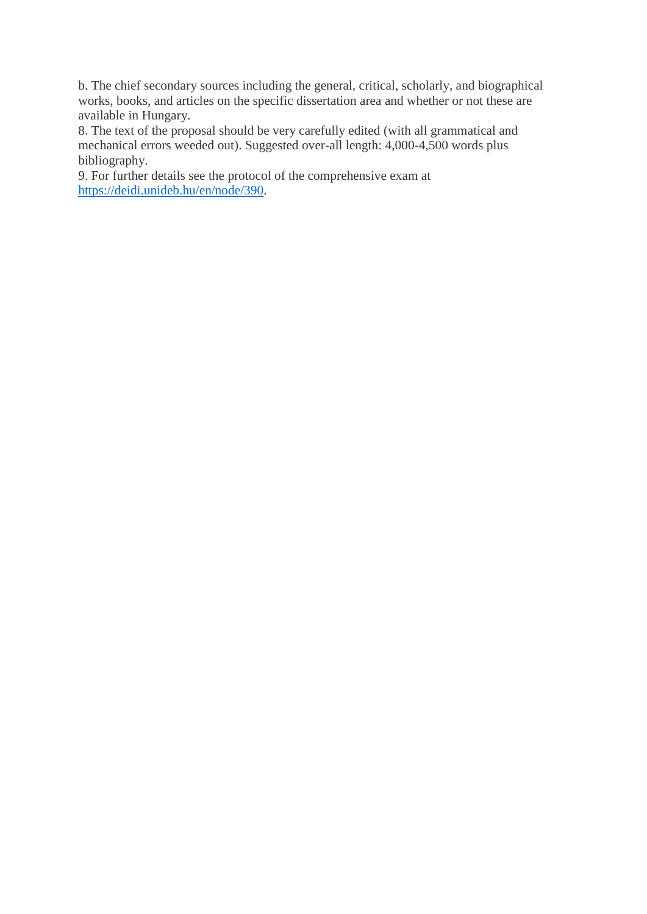b. The chief secondary sources including the general, critical, scholarly, and biographical works, books, and articles on the specific dissertation area and whether or not these are available in Hungary.

8. The text of the proposal should be very carefully edited (with all grammatical and mechanical errors weeded out). Suggested over-all length: 4,000-4,500 words plus bibliography.

9. For further details see the protocol of the comprehensive exam at [https://deidi.unideb.hu/en/node/390](https://deidi.unideb.hu/en/node/390).